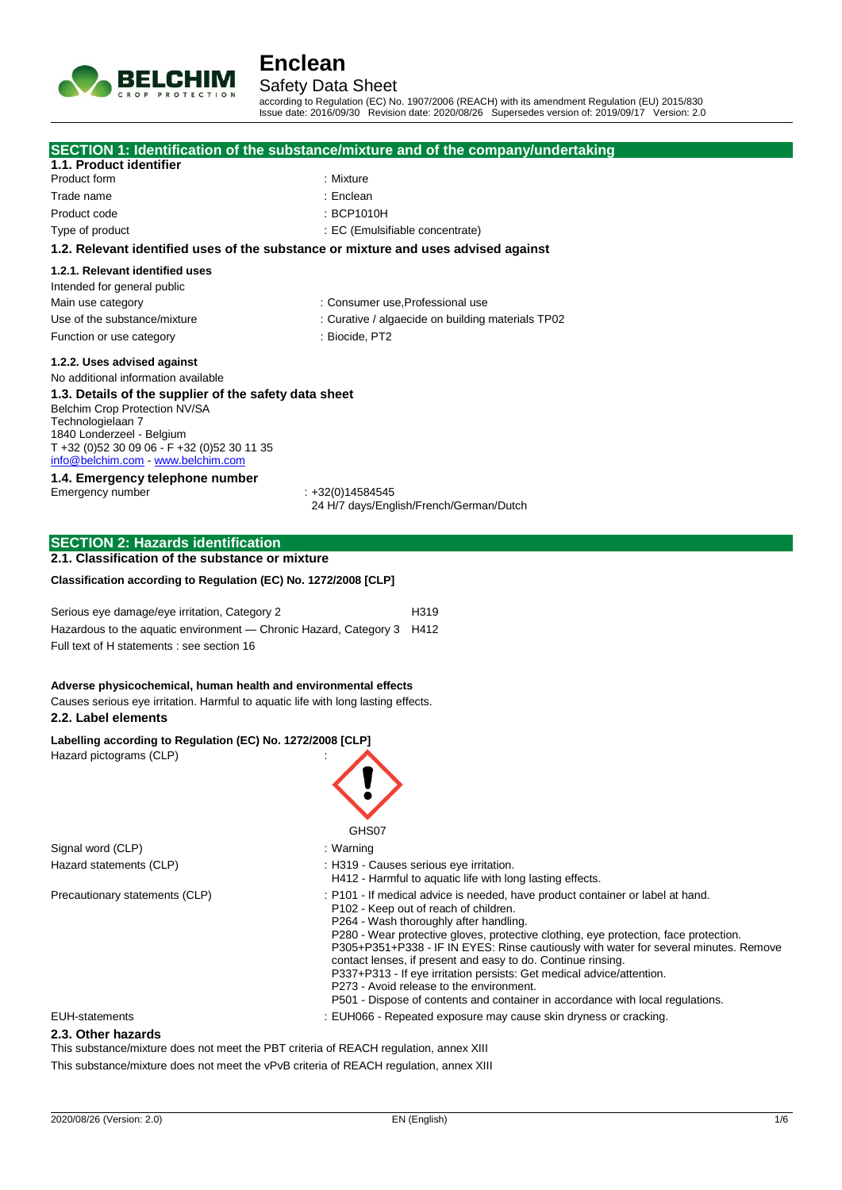# Enclean

## Safety Data Sheet

according to Regulation (EC) No. 1907/2006 (REACH) with its amendment Regulation (EU) 2015/830
Issue date: 2016/09/30 Revision date: 2020/08/26 Supersedes version of: 2019/09/17 Version: 2.0

## SECTION 1: Identification of the substance/mixture and of the company/undertaking

### 1.1. Product identifier

| | |
|---|---|
| Product form | : Mixture |
| Trade name | : Enclean |
| Product code | : BCP1010H |
| Type of product | : EC (Emulsifiable concentrate) |

### 1.2. Relevant identified uses of the substance or mixture and uses advised against

#### 1.2.1. Relevant identified uses

Intended for general public

| | |
|---|---|
| Main use category | : Consumer use,Professional use |
| Use of the substance/mixture | : Curative / algaecide on building materials TP02 |
| Function or use category | : Biocide, PT2 |

#### 1.2.2. Uses advised against

No additional information available

### 1.3. Details of the supplier of the safety data sheet

Belchim Crop Protection NV/SA
Technologielaan 7
1840 Londerzeel - Belgium
T +32 (0)52 30 09 06 - F +32 (0)52 30 11 35
info@belchim.com - www.belchim.com

### 1.4. Emergency telephone number

Emergency number : +32(0)14584545
24 H/7 days/English/French/German/Dutch

## SECTION 2: Hazards identification

### 2.1. Classification of the substance or mixture

**Classification according to Regulation (EC) No. 1272/2008 [CLP]**

| | |
|---|---|
| Serious eye damage/eye irritation, Category 2 | H319 |
| Hazardous to the aquatic environment — Chronic Hazard, Category 3 | H412 |

Full text of H statements : see section 16

**Adverse physicochemical, human health and environmental effects**

Causes serious eye irritation. Harmful to aquatic life with long lasting effects.

### 2.2. Label elements

**Labelling according to Regulation (EC) No. 1272/2008 [CLP]**

Hazard pictograms (CLP) :

GHS07

Signal word (CLP) : Warning

Hazard statements (CLP) : H319 - Causes serious eye irritation.
H412 - Harmful to aquatic life with long lasting effects.

Precautionary statements (CLP) : P101 - If medical advice is needed, have product container or label at hand.
P102 - Keep out of reach of children.
P264 - Wash thoroughly after handling.
P280 - Wear protective gloves, protective clothing, eye protection, face protection.
P305+P351+P338 - IF IN EYES: Rinse cautiously with water for several minutes. Remove contact lenses, if present and easy to do. Continue rinsing.
P337+P313 - If eye irritation persists: Get medical advice/attention.
P273 - Avoid release to the environment.
P501 - Dispose of contents and container in accordance with local regulations.

EUH-statements : EUH066 - Repeated exposure may cause skin dryness or cracking.

### 2.3. Other hazards

This substance/mixture does not meet the PBT criteria of REACH regulation, annex XIII

This substance/mixture does not meet the vPvB criteria of REACH regulation, annex XIII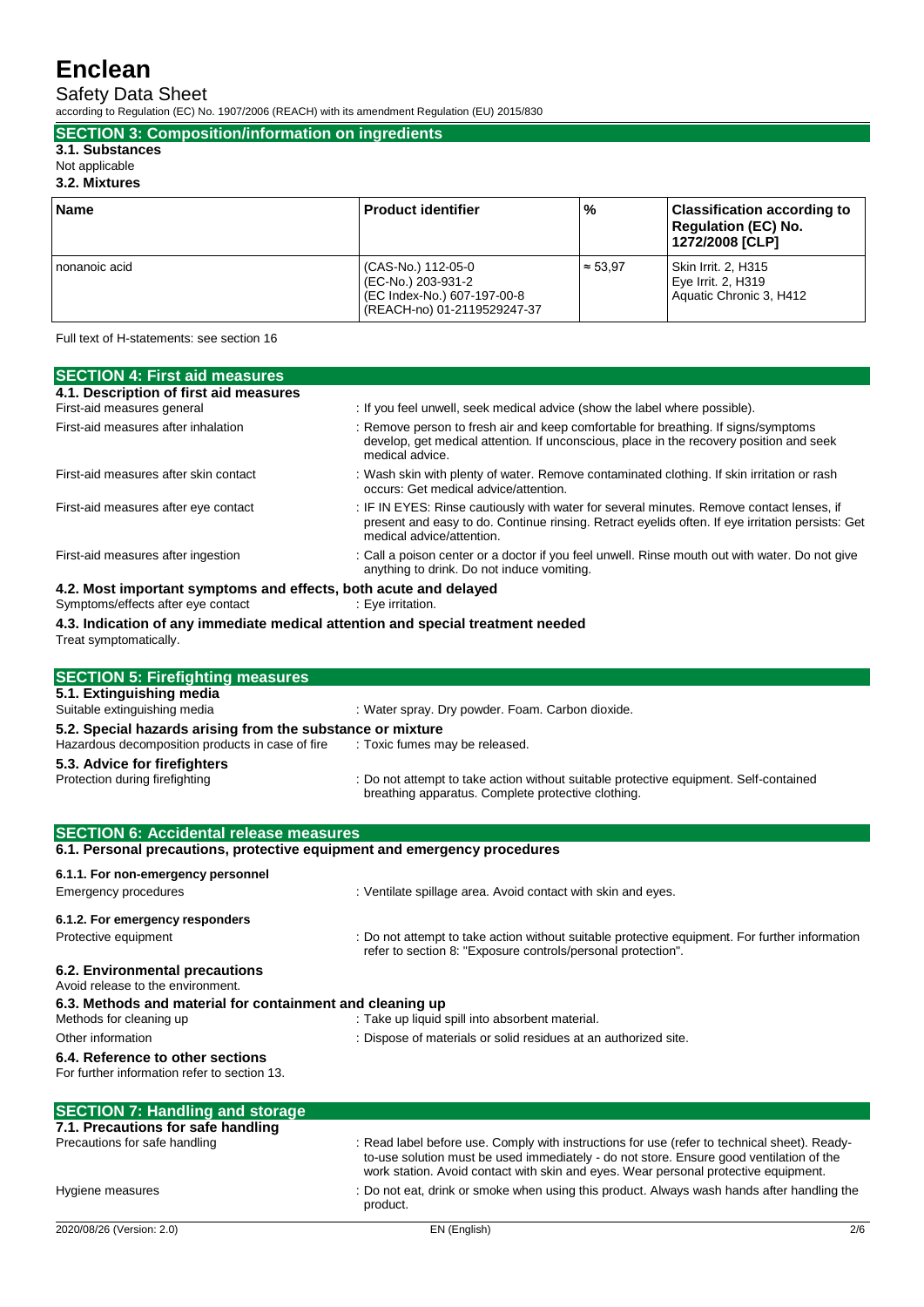## SECTION 3: Composition/information on ingredients

### 3.1. Substances

Not applicable

### 3.2. Mixtures

| Name | Product identifier | % | Classification according to Regulation (EC) No. 1272/2008 [CLP] |
|---|---|---|---|
| nonanoic acid | (CAS-No.) 112-05-0<br>(EC-No.) 203-931-2<br>(EC Index-No.) 607-197-00-8<br>(REACH-no) 01-2119529247-37 | ≈ 53,97 | Skin Irrit. 2, H315<br>Eye Irrit. 2, H319<br>Aquatic Chronic 3, H412 |

Full text of H-statements: see section 16

## SECTION 4: First aid measures

### 4.1. Description of first aid measures

First-aid measures general : If you feel unwell, seek medical advice (show the label where possible).

First-aid measures after inhalation : Remove person to fresh air and keep comfortable for breathing. If signs/symptoms develop, get medical attention. If unconscious, place in the recovery position and seek medical advice.

First-aid measures after skin contact : Wash skin with plenty of water. Remove contaminated clothing. If skin irritation or rash occurs: Get medical advice/attention.

First-aid measures after eye contact : IF IN EYES: Rinse cautiously with water for several minutes. Remove contact lenses, if present and easy to do. Continue rinsing. Retract eyelids often. If eye irritation persists: Get medical advice/attention.

First-aid measures after ingestion : Call a poison center or a doctor if you feel unwell. Rinse mouth out with water. Do not give anything to drink. Do not induce vomiting.

### 4.2. Most important symptoms and effects, both acute and delayed

Symptoms/effects after eye contact : Eye irritation.

### 4.3. Indication of any immediate medical attention and special treatment needed

Treat symptomatically.

## SECTION 5: Firefighting measures

### 5.1. Extinguishing media

Suitable extinguishing media : Water spray. Dry powder. Foam. Carbon dioxide.

### 5.2. Special hazards arising from the substance or mixture

Hazardous decomposition products in case of fire : Toxic fumes may be released.

### 5.3. Advice for firefighters

Protection during firefighting : Do not attempt to take action without suitable protective equipment. Self-contained breathing apparatus. Complete protective clothing.

## SECTION 6: Accidental release measures

### 6.1. Personal precautions, protective equipment and emergency procedures

#### 6.1.1. For non-emergency personnel

Emergency procedures : Ventilate spillage area. Avoid contact with skin and eyes.

#### 6.1.2. For emergency responders

Protective equipment : Do not attempt to take action without suitable protective equipment. For further information refer to section 8: "Exposure controls/personal protection".

### 6.2. Environmental precautions

Avoid release to the environment.

### 6.3. Methods and material for containment and cleaning up

Methods for cleaning up : Take up liquid spill into absorbent material.

Other information : Dispose of materials or solid residues at an authorized site.

### 6.4. Reference to other sections

For further information refer to section 13.

## SECTION 7: Handling and storage

### 7.1. Precautions for safe handling

Precautions for safe handling : Read label before use. Comply with instructions for use (refer to technical sheet). Ready-to-use solution must be used immediately - do not store. Ensure good ventilation of the work station. Avoid contact with skin and eyes. Wear personal protective equipment.

Hygiene measures : Do not eat, drink or smoke when using this product. Always wash hands after handling the product.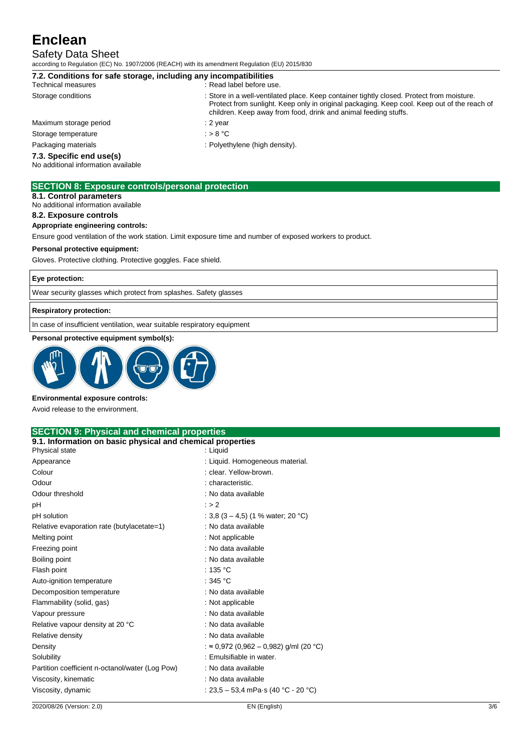### 7.2. Conditions for safe storage, including any incompatibilities

| | |
|---|---|
| Technical measures | : Read label before use. |
| Storage conditions | : Store in a well-ventilated place. Keep container tightly closed. Protect from moisture. Protect from sunlight. Keep only in original packaging. Keep cool. Keep out of the reach of children. Keep away from food, drink and animal feeding stuffs. |
| Maximum storage period | : 2 year |
| Storage temperature | : > 8 °C |
| Packaging materials | : Polyethylene (high density). |

### 7.3. Specific end use(s)

No additional information available

## SECTION 8: Exposure controls/personal protection

### 8.1. Control parameters

No additional information available

### 8.2. Exposure controls

**Appropriate engineering controls:**

Ensure good ventilation of the work station. Limit exposure time and number of exposed workers to product.

**Personal protective equipment:**

Gloves. Protective clothing. Protective goggles. Face shield.

| **Eye protection:** |
|---|
| Wear security glasses which protect from splashes. Safety glasses |

| **Respiratory protection:** |
|---|
| In case of insufficient ventilation, wear suitable respiratory equipment |

**Personal protective equipment symbol(s):**

**Environmental exposure controls:**

Avoid release to the environment.

## SECTION 9: Physical and chemical properties

### 9.1. Information on basic physical and chemical properties

| | |
|---|---|
| Physical state | : Liquid |
| Appearance | : Liquid. Homogeneous material. |
| Colour | : clear. Yellow-brown. |
| Odour | : characteristic. |
| Odour threshold | : No data available |
| pH | : > 2 |
| pH solution | : 3,8 (3 – 4,5) (1 % water; 20 °C) |
| Relative evaporation rate (butylacetate=1) | : No data available |
| Melting point | : Not applicable |
| Freezing point | : No data available |
| Boiling point | : No data available |
| Flash point | : 135 °C |
| Auto-ignition temperature | : 345 °C |
| Decomposition temperature | : No data available |
| Flammability (solid, gas) | : Not applicable |
| Vapour pressure | : No data available |
| Relative vapour density at 20 °C | : No data available |
| Relative density | : No data available |
| Density | : ≈ 0,972 (0,962 – 0,982) g/ml (20 °C) |
| Solubility | : Emulsifiable in water. |
| Partition coefficient n-octanol/water (Log Pow) | : No data available |
| Viscosity, kinematic | : No data available |
| Viscosity, dynamic | : 23,5 – 53,4 mPa·s (40 °C - 20 °C) |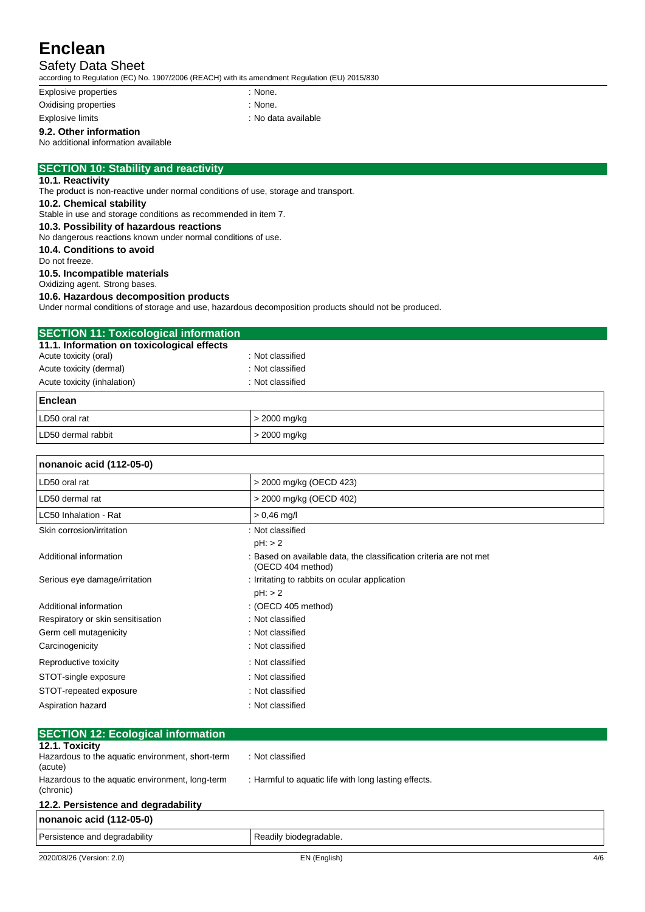| | |
|---|---|
| Explosive properties | : None. |
| Oxidising properties | : None. |
| Explosive limits | : No data available |

### 9.2. Other information

No additional information available

## SECTION 10: Stability and reactivity

### 10.1. Reactivity

The product is non-reactive under normal conditions of use, storage and transport.

### 10.2. Chemical stability

Stable in use and storage conditions as recommended in item 7.

### 10.3. Possibility of hazardous reactions

No dangerous reactions known under normal conditions of use.

### 10.4. Conditions to avoid

Do not freeze.

### 10.5. Incompatible materials

Oxidizing agent. Strong bases.

### 10.6. Hazardous decomposition products

Under normal conditions of storage and use, hazardous decomposition products should not be produced.

## SECTION 11: Toxicological information

### 11.1. Information on toxicological effects

| | |
|---|---|
| Acute toxicity (oral) | : Not classified |
| Acute toxicity (dermal) | : Not classified |
| Acute toxicity (inhalation) | : Not classified |

| Enclean | |
|---|---|
| LD50 oral rat | > 2000 mg/kg |
| LD50 dermal rabbit | > 2000 mg/kg |

| nonanoic acid (112-05-0) | |
|---|---|
| LD50 oral rat | > 2000 mg/kg (OECD 423) |
| LD50 dermal rat | > 2000 mg/kg (OECD 402) |
| LC50 Inhalation - Rat | > 0,46 mg/l |

| | |
|---|---|
| Skin corrosion/irritation | : Not classified<br>pH: > 2 |
| Additional information | : Based on available data, the classification criteria are not met (OECD 404 method) |
| Serious eye damage/irritation | : Irritating to rabbits on ocular application<br>pH: > 2 |
| Additional information | : (OECD 405 method) |
| Respiratory or skin sensitisation | : Not classified |
| Germ cell mutagenicity | : Not classified |
| Carcinogenicity | : Not classified |
| Reproductive toxicity | : Not classified |
| STOT-single exposure | : Not classified |
| STOT-repeated exposure | : Not classified |
| Aspiration hazard | : Not classified |

## SECTION 12: Ecological information

### 12.1. Toxicity

| | |
|---|---|
| Hazardous to the aquatic environment, short-term (acute) | : Not classified |
| Hazardous to the aquatic environment, long-term (chronic) | : Harmful to aquatic life with long lasting effects. |

### 12.2. Persistence and degradability

| nonanoic acid (112-05-0) | |
|---|---|
| Persistence and degradability | Readily biodegradable. |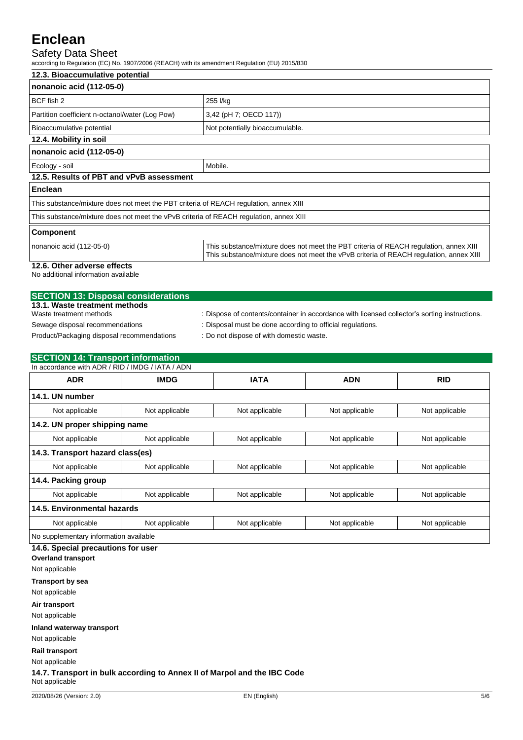### 12.3. Bioaccumulative potential

| nonanoic acid (112-05-0) | |
|---|---|
| BCF fish 2 | 255 l/kg |
| Partition coefficient n-octanol/water (Log Pow) | 3,42 (pH 7; OECD 117)) |
| Bioaccumulative potential | Not potentially bioaccumulable. |

### 12.4. Mobility in soil

| nonanoic acid (112-05-0) | |
|---|---|
| Ecology - soil | Mobile. |

### 12.5. Results of PBT and vPvB assessment

| Enclean |
|---|
| This substance/mixture does not meet the PBT criteria of REACH regulation, annex XIII |
| This substance/mixture does not meet the vPvB criteria of REACH regulation, annex XIII |

| Component | |
|---|---|
| nonanoic acid (112-05-0) | This substance/mixture does not meet the PBT criteria of REACH regulation, annex XIII<br>This substance/mixture does not meet the vPvB criteria of REACH regulation, annex XIII |

### 12.6. Other adverse effects

No additional information available

## SECTION 13: Disposal considerations

### 13.1. Waste treatment methods

Waste treatment methods : Dispose of contents/container in accordance with licensed collector's sorting instructions.

Sewage disposal recommendations : Disposal must be done according to official regulations.

Product/Packaging disposal recommendations : Do not dispose of with domestic waste.

## SECTION 14: Transport information

In accordance with ADR / RID / IMDG / IATA / ADN

| ADR | IMDG | IATA | ADN | RID |
|---|---|---|---|---|
| **14.1. UN number** | | | | |
| Not applicable | Not applicable | Not applicable | Not applicable | Not applicable |
| **14.2. UN proper shipping name** | | | | |
| Not applicable | Not applicable | Not applicable | Not applicable | Not applicable |
| **14.3. Transport hazard class(es)** | | | | |
| Not applicable | Not applicable | Not applicable | Not applicable | Not applicable |
| **14.4. Packing group** | | | | |
| Not applicable | Not applicable | Not applicable | Not applicable | Not applicable |
| **14.5. Environmental hazards** | | | | |
| Not applicable | Not applicable | Not applicable | Not applicable | Not applicable |
| No supplementary information available | | | | |

### 14.6. Special precautions for user

**Overland transport**

Not applicable

**Transport by sea**

Not applicable

**Air transport**

Not applicable

**Inland waterway transport**

Not applicable

**Rail transport**

Not applicable

### 14.7. Transport in bulk according to Annex II of Marpol and the IBC Code

Not applicable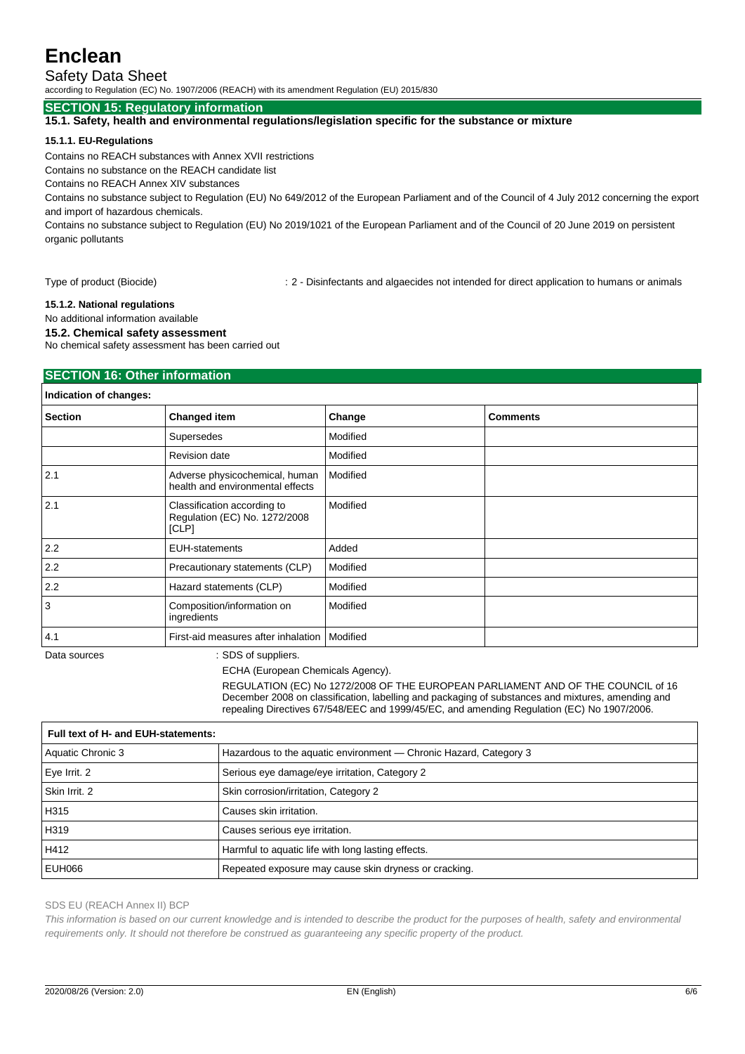## SECTION 15: Regulatory information

### 15.1. Safety, health and environmental regulations/legislation specific for the substance or mixture

#### 15.1.1. EU-Regulations

Contains no REACH substances with Annex XVII restrictions

Contains no substance on the REACH candidate list

Contains no REACH Annex XIV substances

Contains no substance subject to Regulation (EU) No 649/2012 of the European Parliament and of the Council of 4 July 2012 concerning the export and import of hazardous chemicals.

Contains no substance subject to Regulation (EU) No 2019/1021 of the European Parliament and of the Council of 20 June 2019 on persistent organic pollutants

Type of product (Biocide) : 2 - Disinfectants and algaecides not intended for direct application to humans or animals

#### 15.1.2. National regulations

No additional information available

### 15.2. Chemical safety assessment

No chemical safety assessment has been carried out

## SECTION 16: Other information

**Indication of changes:**

| Section | Changed item | Change | Comments |
|---|---|---|---|
| | Supersedes | Modified | |
| | Revision date | Modified | |
| 2.1 | Adverse physicochemical, human health and environmental effects | Modified | |
| 2.1 | Classification according to Regulation (EC) No. 1272/2008 [CLP] | Modified | |
| 2.2 | EUH-statements | Added | |
| 2.2 | Precautionary statements (CLP) | Modified | |
| 2.2 | Hazard statements (CLP) | Modified | |
| 3 | Composition/information on ingredients | Modified | |
| 4.1 | First-aid measures after inhalation | Modified | |

Data sources : SDS of suppliers.

ECHA (European Chemicals Agency).

REGULATION (EC) No 1272/2008 OF THE EUROPEAN PARLIAMENT AND OF THE COUNCIL of 16 December 2008 on classification, labelling and packaging of substances and mixtures, amending and repealing Directives 67/548/EEC and 1999/45/EC, and amending Regulation (EC) No 1907/2006.

| Full text of H- and EUH-statements: | |
|---|---|
| Aquatic Chronic 3 | Hazardous to the aquatic environment — Chronic Hazard, Category 3 |
| Eye Irrit. 2 | Serious eye damage/eye irritation, Category 2 |
| Skin Irrit. 2 | Skin corrosion/irritation, Category 2 |
| H315 | Causes skin irritation. |
| H319 | Causes serious eye irritation. |
| H412 | Harmful to aquatic life with long lasting effects. |
| EUH066 | Repeated exposure may cause skin dryness or cracking. |

SDS EU (REACH Annex II) BCP

*This information is based on our current knowledge and is intended to describe the product for the purposes of health, safety and environmental requirements only. It should not therefore be construed as guaranteeing any specific property of the product.*